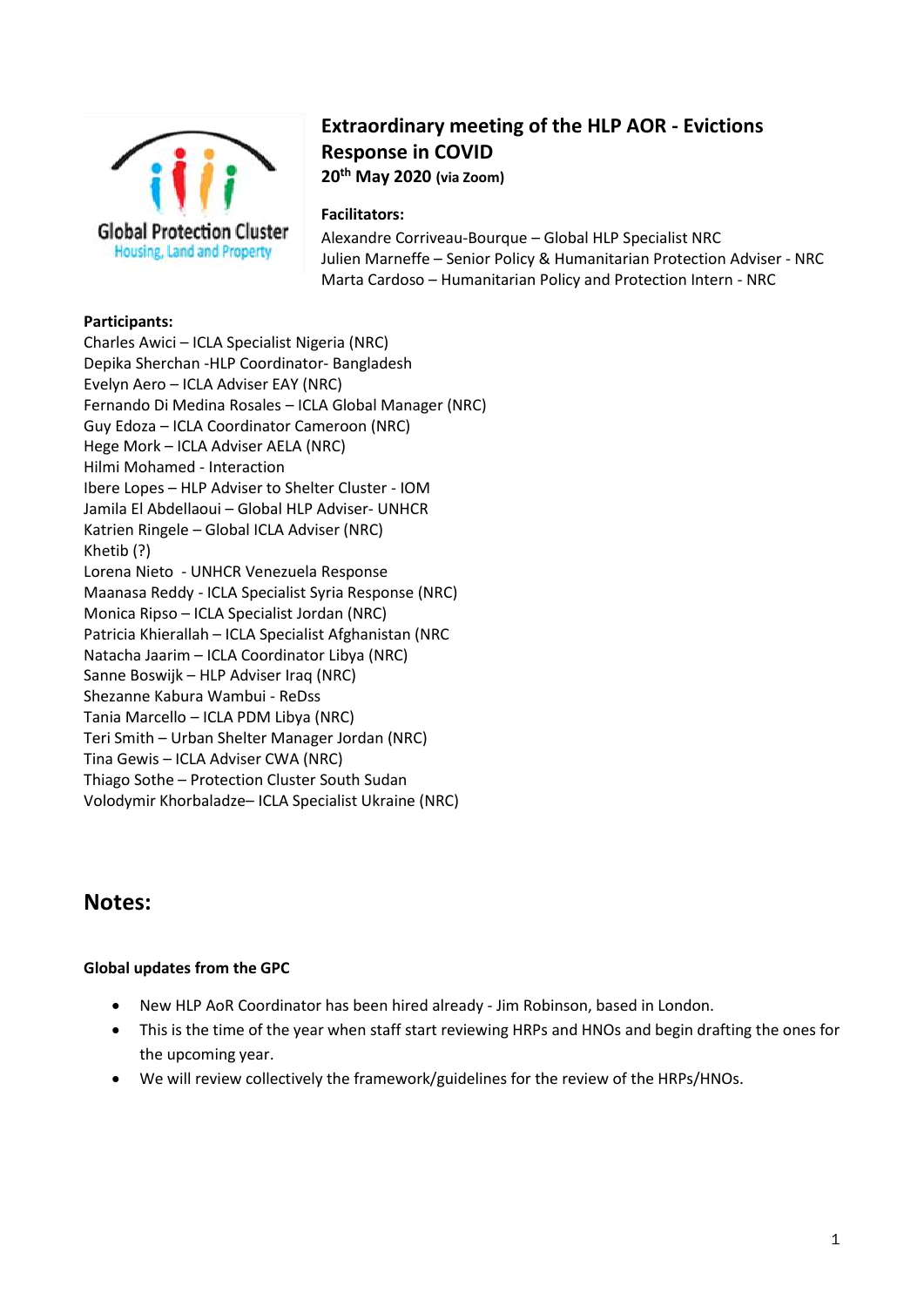# Extraordinary meeting of the HLP AOR - Evictions Response in COVID

**20th May 2020 (via Zoom)**

**Facilitators:**
Alexandre Corriveau-Bourque – Global HLP Specialist NRC
Julien Marneffe – Senior Policy & Humanitarian Protection Adviser - NRC
Marta Cardoso – Humanitarian Policy and Protection Intern - NRC

**Participants:**
Charles Awici – ICLA Specialist Nigeria (NRC)
Depika Sherchan -HLP Coordinator- Bangladesh
Evelyn Aero – ICLA Adviser EAY (NRC)
Fernando Di Medina Rosales – ICLA Global Manager (NRC)
Guy Edoza – ICLA Coordinator Cameroon (NRC)
Hege Mork – ICLA Adviser AELA (NRC)
Hilmi Mohamed - Interaction
Ibere Lopes – HLP Adviser to Shelter Cluster - IOM
Jamila El Abdellaoui – Global HLP Adviser- UNHCR
Katrien Ringele – Global ICLA Adviser (NRC)
Khetib (?)
Lorena Nieto - UNHCR Venezuela Response
Maanasa Reddy - ICLA Specialist Syria Response (NRC)
Monica Ripso – ICLA Specialist Jordan (NRC)
Patricia Khierallah – ICLA Specialist Afghanistan (NRC
Natacha Jaarim – ICLA Coordinator Libya (NRC)
Sanne Boswijk – HLP Adviser Iraq (NRC)
Shezanne Kabura Wambui - ReDss
Tania Marcello – ICLA PDM Libya (NRC)
Teri Smith – Urban Shelter Manager Jordan (NRC)
Tina Gewis – ICLA Adviser CWA (NRC)
Thiago Sothe – Protection Cluster South Sudan
Volodymir Khorbaladze– ICLA Specialist Ukraine (NRC)

## Notes:

**Global updates from the GPC**

- New HLP AoR Coordinator has been hired already - Jim Robinson, based in London.
- This is the time of the year when staff start reviewing HRPs and HNOs and begin drafting the ones for the upcoming year.
- We will review collectively the framework/guidelines for the review of the HRPs/HNOs.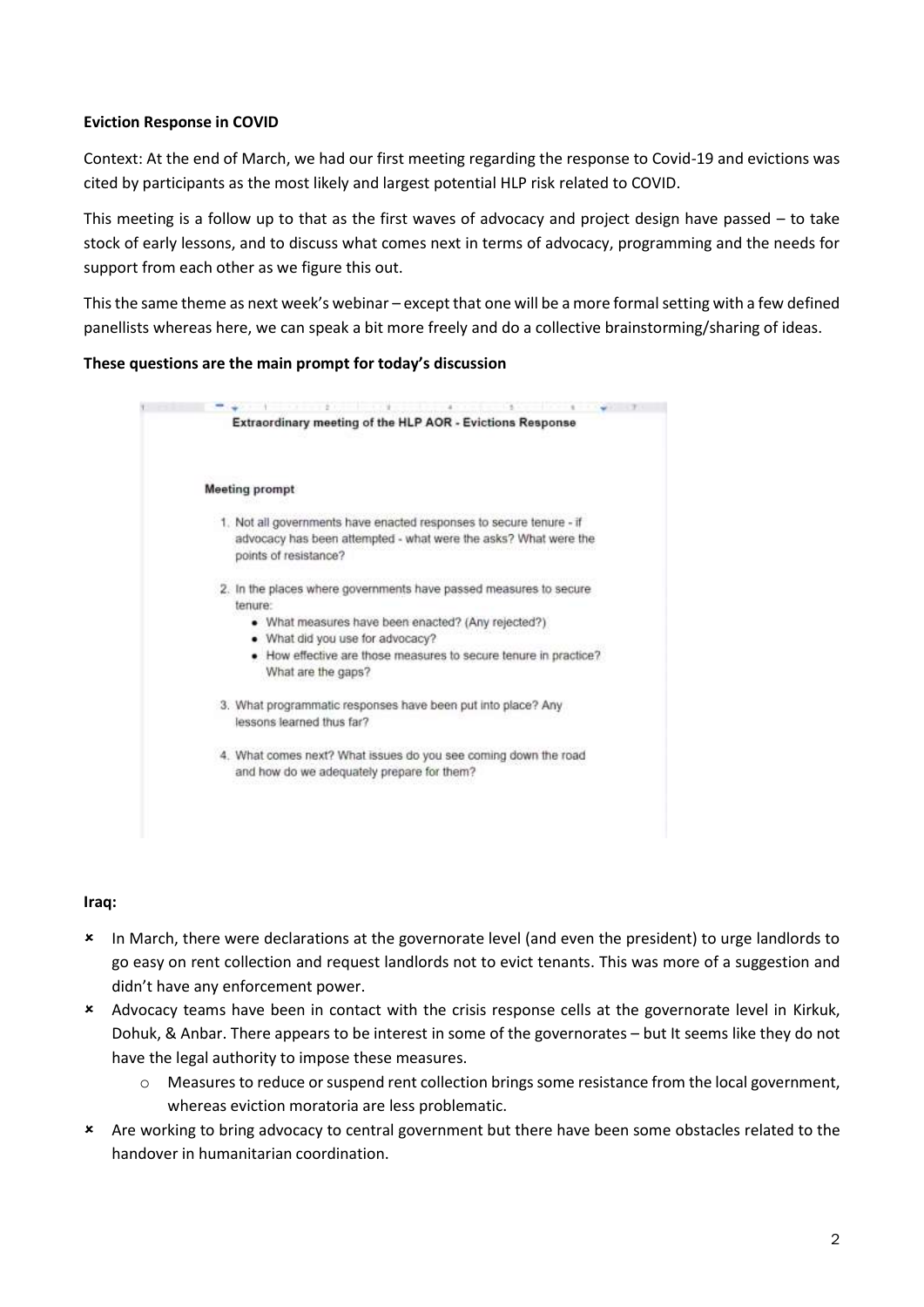**Eviction Response in COVID**

Context: At the end of March, we had our first meeting regarding the response to Covid-19 and evictions was cited by participants as the most likely and largest potential HLP risk related to COVID.

This meeting is a follow up to that as the first waves of advocacy and project design have passed – to take stock of early lessons, and to discuss what comes next in terms of advocacy, programming and the needs for support from each other as we figure this out.

This the same theme as next week's webinar – except that one will be a more formal setting with a few defined panellists whereas here, we can speak a bit more freely and do a collective brainstorming/sharing of ideas.

**These questions are the main prompt for today's discussion**

**Extraordinary meeting of the HLP AOR - Evictions Response**

**Meeting prompt**

1. Not all governments have enacted responses to secure tenure - if advocacy has been attempted - what were the asks? What were the points of resistance?
2. In the places where governments have passed measures to secure tenure:
   - What measures have been enacted? (Any rejected?)
   - What did you use for advocacy?
   - How effective are those measures to secure tenure in practice? What are the gaps?
3. What programmatic responses have been put into place? Any lessons learned thus far?
4. What comes next? What issues do you see coming down the road and how do we adequately prepare for them?

**Iraq:**

- In March, there were declarations at the governorate level (and even the president) to urge landlords to go easy on rent collection and request landlords not to evict tenants. This was more of a suggestion and didn't have any enforcement power.
- Advocacy teams have been in contact with the crisis response cells at the governorate level in Kirkuk, Dohuk, & Anbar. There appears to be interest in some of the governorates – but It seems like they do not have the legal authority to impose these measures.
  - Measures to reduce or suspend rent collection brings some resistance from the local government, whereas eviction moratoria are less problematic.
- Are working to bring advocacy to central government but there have been some obstacles related to the handover in humanitarian coordination.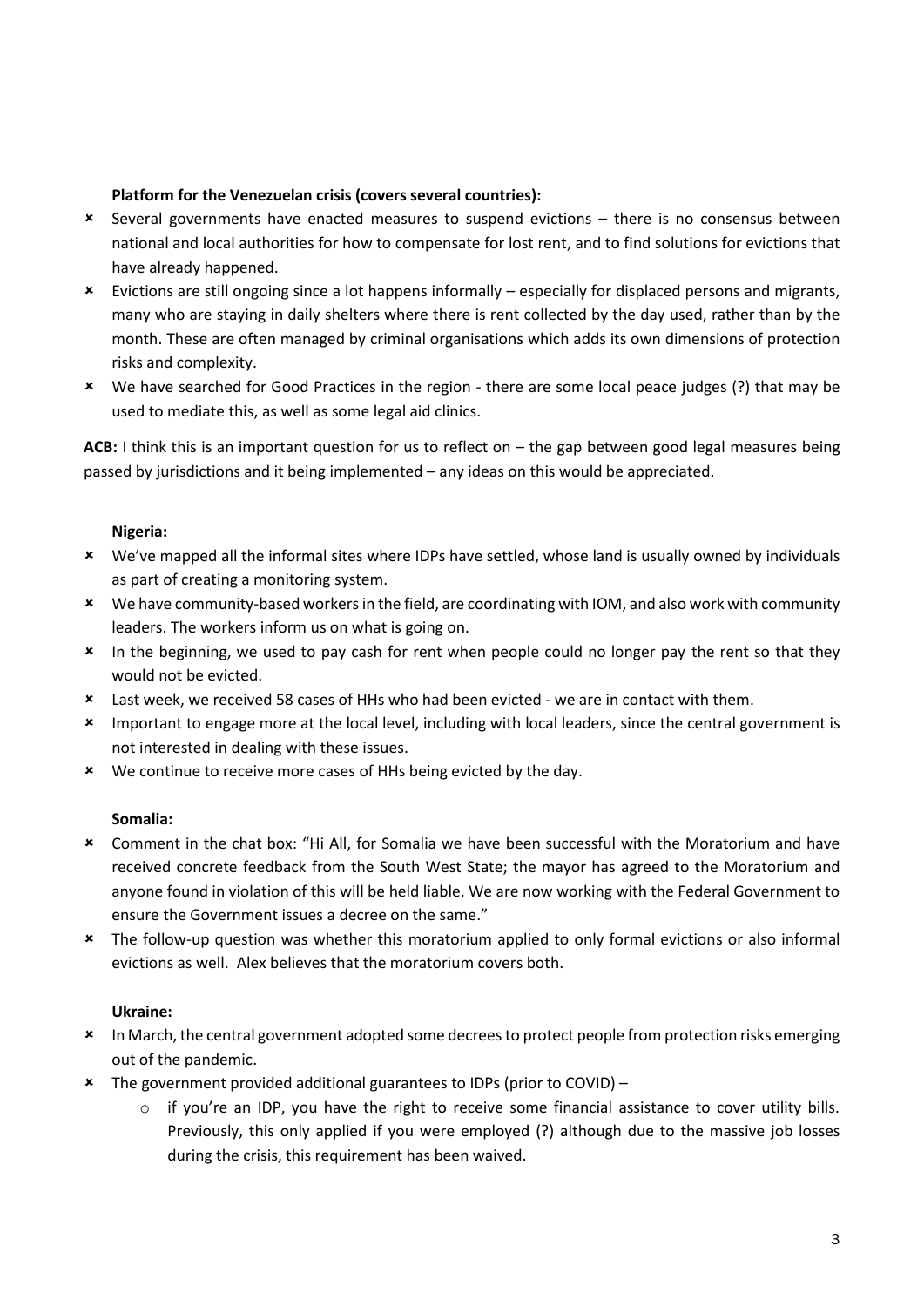**Platform for the Venezuelan crisis (covers several countries):**

- Several governments have enacted measures to suspend evictions – there is no consensus between national and local authorities for how to compensate for lost rent, and to find solutions for evictions that have already happened.
- Evictions are still ongoing since a lot happens informally – especially for displaced persons and migrants, many who are staying in daily shelters where there is rent collected by the day used, rather than by the month. These are often managed by criminal organisations which adds its own dimensions of protection risks and complexity.
- We have searched for Good Practices in the region - there are some local peace judges (?) that may be used to mediate this, as well as some legal aid clinics.

**ACB:** I think this is an important question for us to reflect on – the gap between good legal measures being passed by jurisdictions and it being implemented – any ideas on this would be appreciated.

**Nigeria:**

- We've mapped all the informal sites where IDPs have settled, whose land is usually owned by individuals as part of creating a monitoring system.
- We have community-based workers in the field, are coordinating with IOM, and also work with community leaders. The workers inform us on what is going on.
- In the beginning, we used to pay cash for rent when people could no longer pay the rent so that they would not be evicted.
- Last week, we received 58 cases of HHs who had been evicted - we are in contact with them.
- Important to engage more at the local level, including with local leaders, since the central government is not interested in dealing with these issues.
- We continue to receive more cases of HHs being evicted by the day.

**Somalia:**

- Comment in the chat box: "Hi All, for Somalia we have been successful with the Moratorium and have received concrete feedback from the South West State; the mayor has agreed to the Moratorium and anyone found in violation of this will be held liable. We are now working with the Federal Government to ensure the Government issues a decree on the same."
- The follow-up question was whether this moratorium applied to only formal evictions or also informal evictions as well. Alex believes that the moratorium covers both.

**Ukraine:**

- In March, the central government adopted some decrees to protect people from protection risks emerging out of the pandemic.
- The government provided additional guarantees to IDPs (prior to COVID) –
  - if you're an IDP, you have the right to receive some financial assistance to cover utility bills. Previously, this only applied if you were employed (?) although due to the massive job losses during the crisis, this requirement has been waived.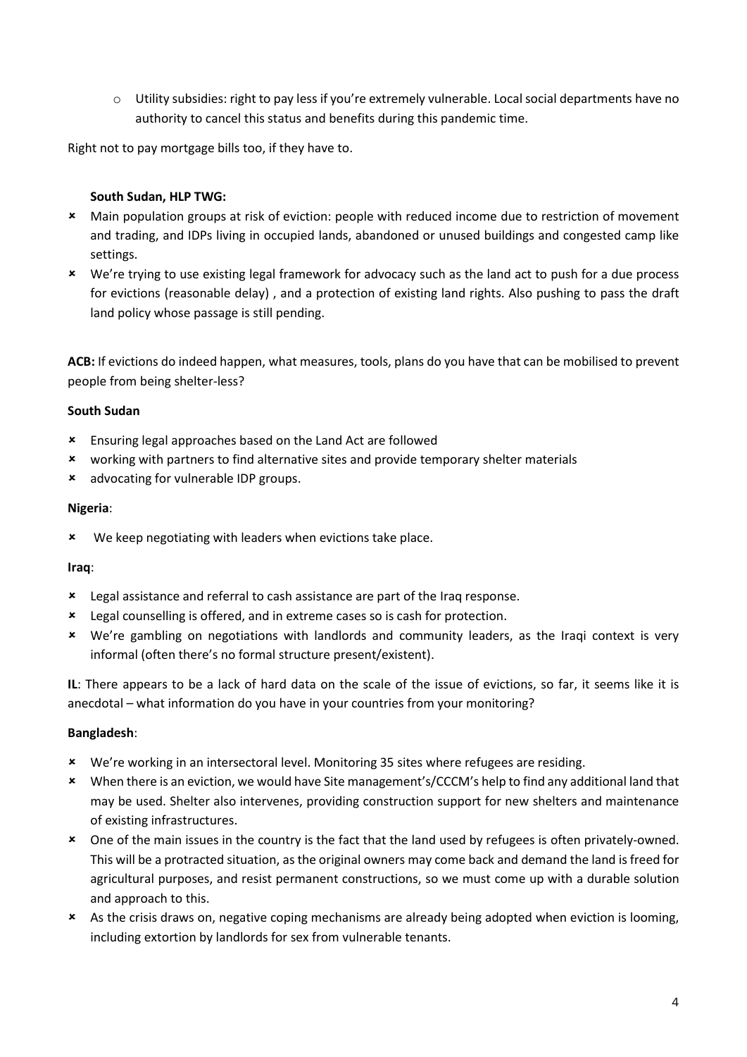- Utility subsidies: right to pay less if you're extremely vulnerable. Local social departments have no authority to cancel this status and benefits during this pandemic time.

Right not to pay mortgage bills too, if they have to.

**South Sudan, HLP TWG:**

- Main population groups at risk of eviction: people with reduced income due to restriction of movement and trading, and IDPs living in occupied lands, abandoned or unused buildings and congested camp like settings.
- We're trying to use existing legal framework for advocacy such as the land act to push for a due process for evictions (reasonable delay) , and a protection of existing land rights. Also pushing to pass the draft land policy whose passage is still pending.

**ACB:** If evictions do indeed happen, what measures, tools, plans do you have that can be mobilised to prevent people from being shelter-less?

**South Sudan**

- Ensuring legal approaches based on the Land Act are followed
- working with partners to find alternative sites and provide temporary shelter materials
- advocating for vulnerable IDP groups.

**Nigeria**:

- We keep negotiating with leaders when evictions take place.

**Iraq**:

- Legal assistance and referral to cash assistance are part of the Iraq response.
- Legal counselling is offered, and in extreme cases so is cash for protection.
- We're gambling on negotiations with landlords and community leaders, as the Iraqi context is very informal (often there's no formal structure present/existent).

**IL**: There appears to be a lack of hard data on the scale of the issue of evictions, so far, it seems like it is anecdotal – what information do you have in your countries from your monitoring?

**Bangladesh**:

- We're working in an intersectoral level. Monitoring 35 sites where refugees are residing.
- When there is an eviction, we would have Site management's/CCCM's help to find any additional land that may be used. Shelter also intervenes, providing construction support for new shelters and maintenance of existing infrastructures.
- One of the main issues in the country is the fact that the land used by refugees is often privately-owned. This will be a protracted situation, as the original owners may come back and demand the land is freed for agricultural purposes, and resist permanent constructions, so we must come up with a durable solution and approach to this.
- As the crisis draws on, negative coping mechanisms are already being adopted when eviction is looming, including extortion by landlords for sex from vulnerable tenants.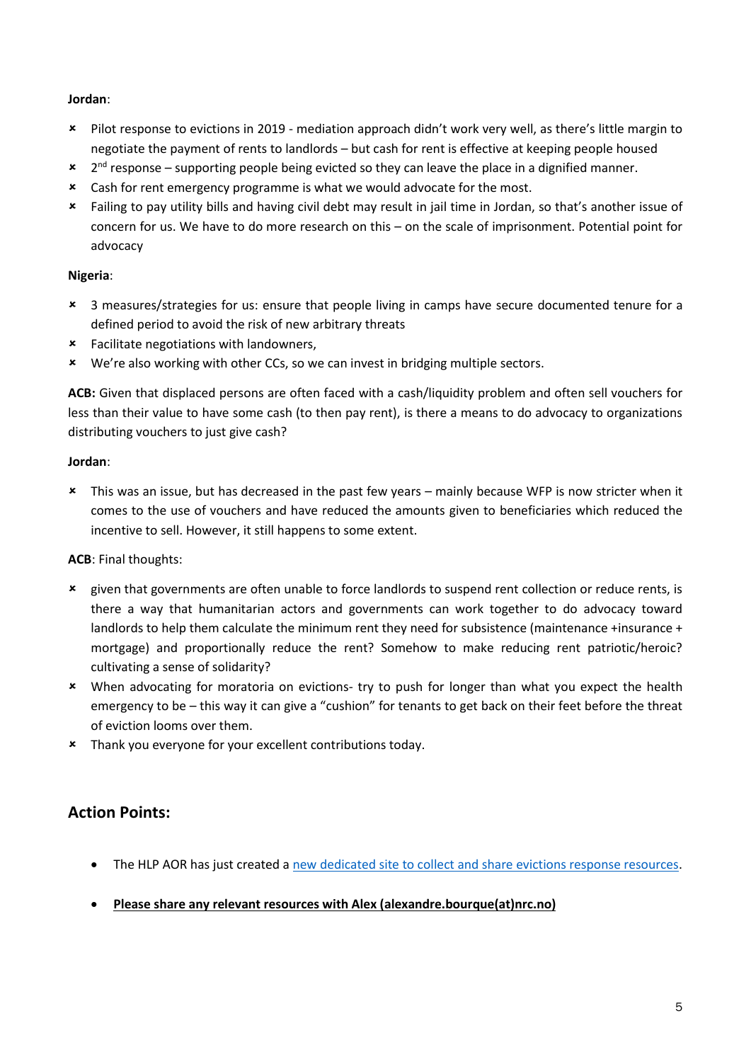**Jordan**:

- Pilot response to evictions in 2019 - mediation approach didn't work very well, as there's little margin to negotiate the payment of rents to landlords – but cash for rent is effective at keeping people housed
- 2nd response – supporting people being evicted so they can leave the place in a dignified manner.
- Cash for rent emergency programme is what we would advocate for the most.
- Failing to pay utility bills and having civil debt may result in jail time in Jordan, so that's another issue of concern for us. We have to do more research on this – on the scale of imprisonment. Potential point for advocacy

**Nigeria**:

- 3 measures/strategies for us: ensure that people living in camps have secure documented tenure for a defined period to avoid the risk of new arbitrary threats
- Facilitate negotiations with landowners,
- We're also working with other CCs, so we can invest in bridging multiple sectors.

**ACB:** Given that displaced persons are often faced with a cash/liquidity problem and often sell vouchers for less than their value to have some cash (to then pay rent), is there a means to do advocacy to organizations distributing vouchers to just give cash?

**Jordan**:

- This was an issue, but has decreased in the past few years – mainly because WFP is now stricter when it comes to the use of vouchers and have reduced the amounts given to beneficiaries which reduced the incentive to sell. However, it still happens to some extent.

**ACB**: Final thoughts:

- given that governments are often unable to force landlords to suspend rent collection or reduce rents, is there a way that humanitarian actors and governments can work together to do advocacy toward landlords to help them calculate the minimum rent they need for subsistence (maintenance +insurance + mortgage) and proportionally reduce the rent? Somehow to make reducing rent patriotic/heroic? cultivating a sense of solidarity?
- When advocating for moratoria on evictions- try to push for longer than what you expect the health emergency to be – this way it can give a "cushion" for tenants to get back on their feet before the threat of eviction looms over them.
- Thank you everyone for your excellent contributions today.

## Action Points:

- The HLP AOR has just created a [new dedicated site to collect and share evictions response resources](#).
- **Please share any relevant resources with Alex (alexandre.bourque(at)nrc.no)**